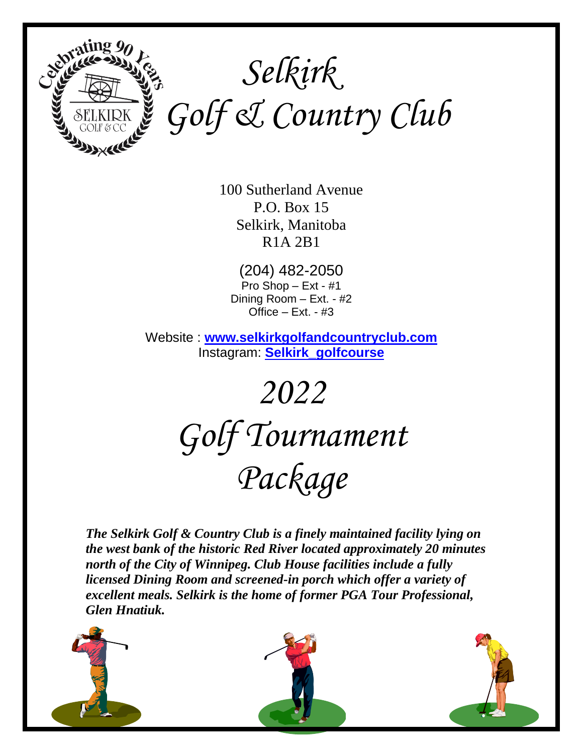# Selkirk Golf & Country Club

100 Sutherland Avenue
P.O. Box 15
Selkirk, Manitoba
R1A 2B1

(204) 482-2050
Pro Shop – Ext - #1
Dining Room – Ext. - #2
Office – Ext. - #3

Website : **www.selkirkgolfandcountryclub.com**
Instagram: **Selkirk_golfcourse**

# 2022 Golf Tournament Package

***The Selkirk Golf & Country Club is a finely maintained facility lying on the west bank of the historic Red River located approximately 20 minutes north of the City of Winnipeg. Club House facilities include a fully licensed Dining Room and screened-in porch which offer a variety of excellent meals. Selkirk is the home of former PGA Tour Professional, Glen Hnatiuk.***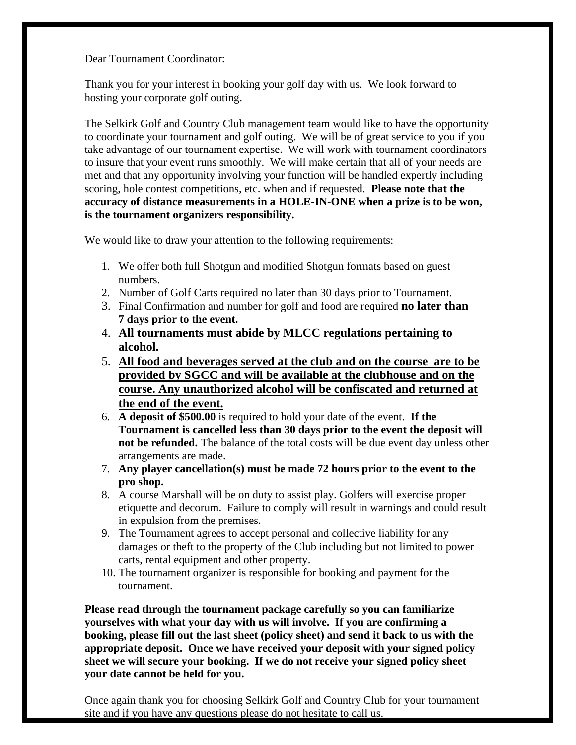Dear Tournament Coordinator:

Thank you for your interest in booking your golf day with us. We look forward to hosting your corporate golf outing.

The Selkirk Golf and Country Club management team would like to have the opportunity to coordinate your tournament and golf outing. We will be of great service to you if you take advantage of our tournament expertise. We will work with tournament coordinators to insure that your event runs smoothly. We will make certain that all of your needs are met and that any opportunity involving your function will be handled expertly including scoring, hole contest competitions, etc. when and if requested. **Please note that the accuracy of distance measurements in a HOLE-IN-ONE when a prize is to be won, is the tournament organizers responsibility.**

We would like to draw your attention to the following requirements:

1. We offer both full Shotgun and modified Shotgun formats based on guest numbers.
2. Number of Golf Carts required no later than 30 days prior to Tournament.
3. Final Confirmation and number for golf and food are required **no later than 7 days prior to the event.**
4. **All tournaments must abide by MLCC regulations pertaining to alcohol.**
5. **<u>All food and beverages served at the club and on the course are to be provided by SGCC and will be available at the clubhouse and on the course. Any unauthorized alcohol will be confiscated and returned at the end of the event.</u>**
6. **A deposit of $500.00** is required to hold your date of the event. **If the Tournament is cancelled less than 30 days prior to the event the deposit will not be refunded.** The balance of the total costs will be due event day unless other arrangements are made.
7. **Any player cancellation(s) must be made 72 hours prior to the event to the pro shop.**
8. A course Marshall will be on duty to assist play. Golfers will exercise proper etiquette and decorum. Failure to comply will result in warnings and could result in expulsion from the premises.
9. The Tournament agrees to accept personal and collective liability for any damages or theft to the property of the Club including but not limited to power carts, rental equipment and other property.
10. The tournament organizer is responsible for booking and payment for the tournament.

**Please read through the tournament package carefully so you can familiarize yourselves with what your day with us will involve. If you are confirming a booking, please fill out the last sheet (policy sheet) and send it back to us with the appropriate deposit. Once we have received your deposit with your signed policy sheet we will secure your booking. If we do not receive your signed policy sheet your date cannot be held for you.**

Once again thank you for choosing Selkirk Golf and Country Club for your tournament site and if you have any questions please do not hesitate to call us.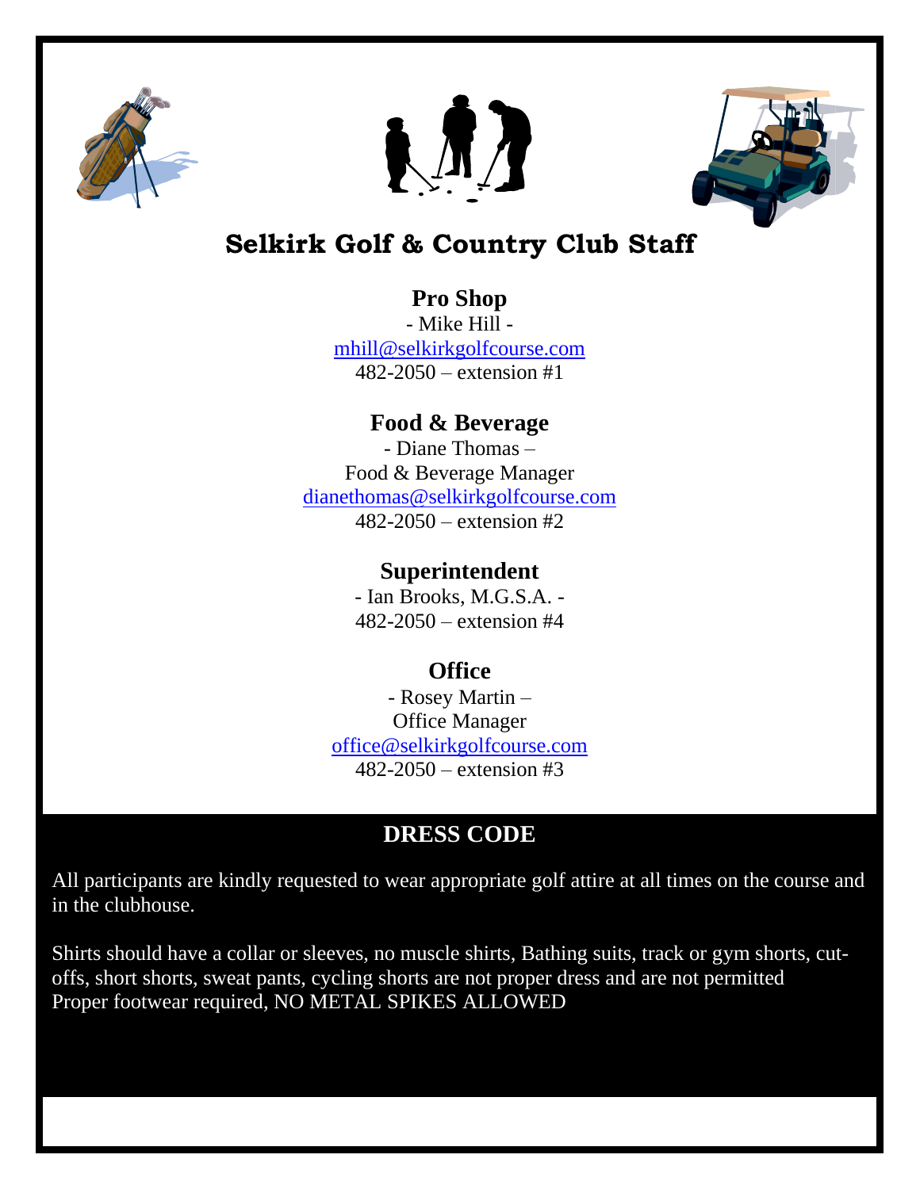# Selkirk Golf & Country Club Staff

**Pro Shop**

- Mike Hill -

mhill@selkirkgolfcourse.com

482-2050 – extension #1

**Food & Beverage**

- Diane Thomas –

Food & Beverage Manager

dianethomas@selkirkgolfcourse.com

482-2050 – extension #2

**Superintendent**

- Ian Brooks, M.G.S.A. -

482-2050 – extension #4

**Office**

- Rosey Martin –

Office Manager

office@selkirkgolfcourse.com

482-2050 – extension #3

## DRESS CODE

All participants are kindly requested to wear appropriate golf attire at all times on the course and in the clubhouse.

Shirts should have a collar or sleeves, no muscle shirts, Bathing suits, track or gym shorts, cut-offs, short shorts, sweat pants, cycling shorts are not proper dress and are not permitted
Proper footwear required, NO METAL SPIKES ALLOWED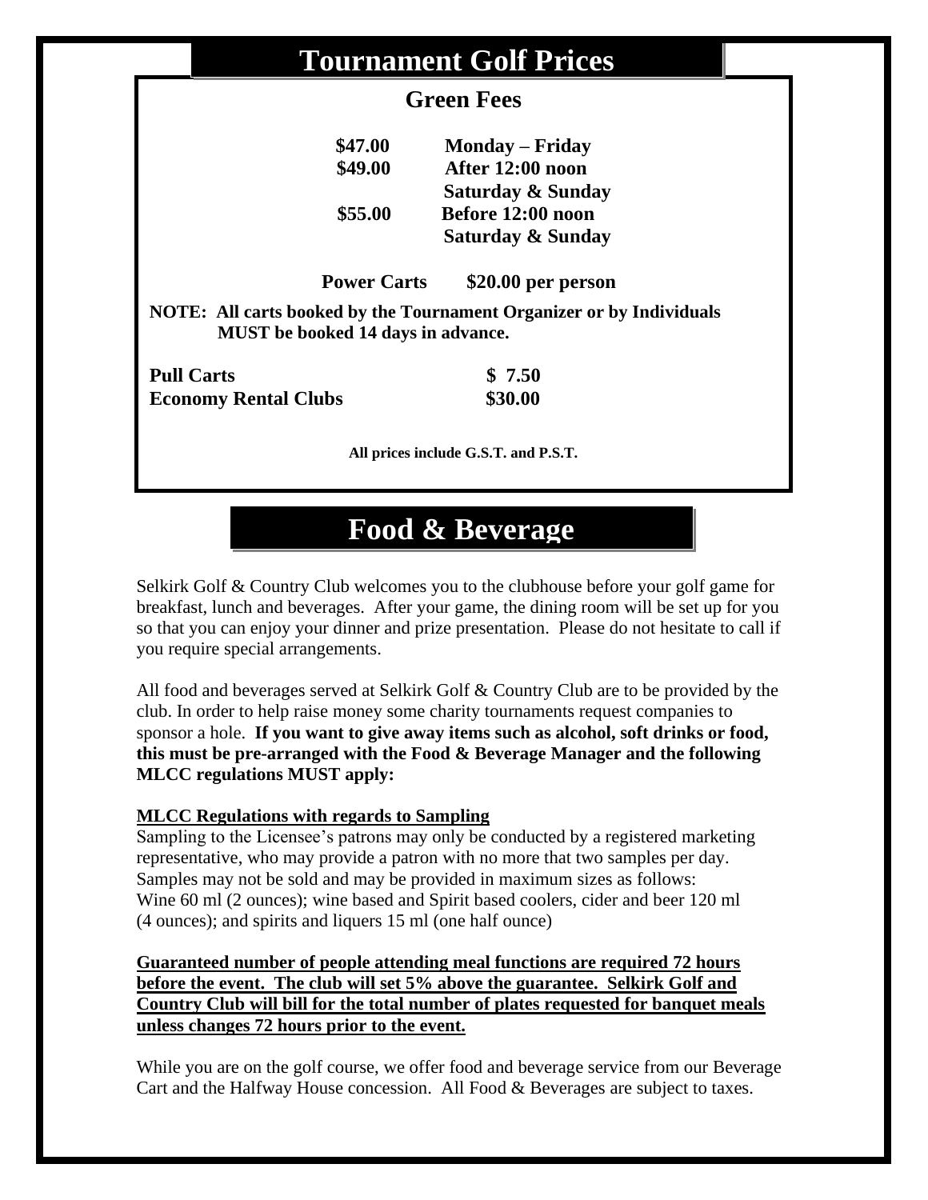# Tournament Golf Prices

## Green Fees

| | |
|---|---|
| **$47.00** | **Monday – Friday** |
| **$49.00** | **After 12:00 noon Saturday & Sunday** |
| **$55.00** | **Before 12:00 noon Saturday & Sunday** |

**Power Carts $20.00 per person**

**NOTE: All carts booked by the Tournament Organizer or by Individuals MUST be booked 14 days in advance.**

| | |
|---|---|
| **Pull Carts** | **$ 7.50** |
| **Economy Rental Clubs** | **$30.00** |

**All prices include G.S.T. and P.S.T.**

# Food & Beverage

Selkirk Golf & Country Club welcomes you to the clubhouse before your golf game for breakfast, lunch and beverages. After your game, the dining room will be set up for you so that you can enjoy your dinner and prize presentation. Please do not hesitate to call if you require special arrangements.

All food and beverages served at Selkirk Golf & Country Club are to be provided by the club. In order to help raise money some charity tournaments request companies to sponsor a hole. **If you want to give away items such as alcohol, soft drinks or food, this must be pre-arranged with the Food & Beverage Manager and the following MLCC regulations MUST apply:**

**MLCC Regulations with regards to Sampling**

Sampling to the Licensee's patrons may only be conducted by a registered marketing representative, who may provide a patron with no more that two samples per day. Samples may not be sold and may be provided in maximum sizes as follows: Wine 60 ml (2 ounces); wine based and Spirit based coolers, cider and beer 120 ml (4 ounces); and spirits and liquers 15 ml (one half ounce)

**Guaranteed number of people attending meal functions are required 72 hours before the event. The club will set 5% above the guarantee. Selkirk Golf and Country Club will bill for the total number of plates requested for banquet meals unless changes 72 hours prior to the event.**

While you are on the golf course, we offer food and beverage service from our Beverage Cart and the Halfway House concession. All Food & Beverages are subject to taxes.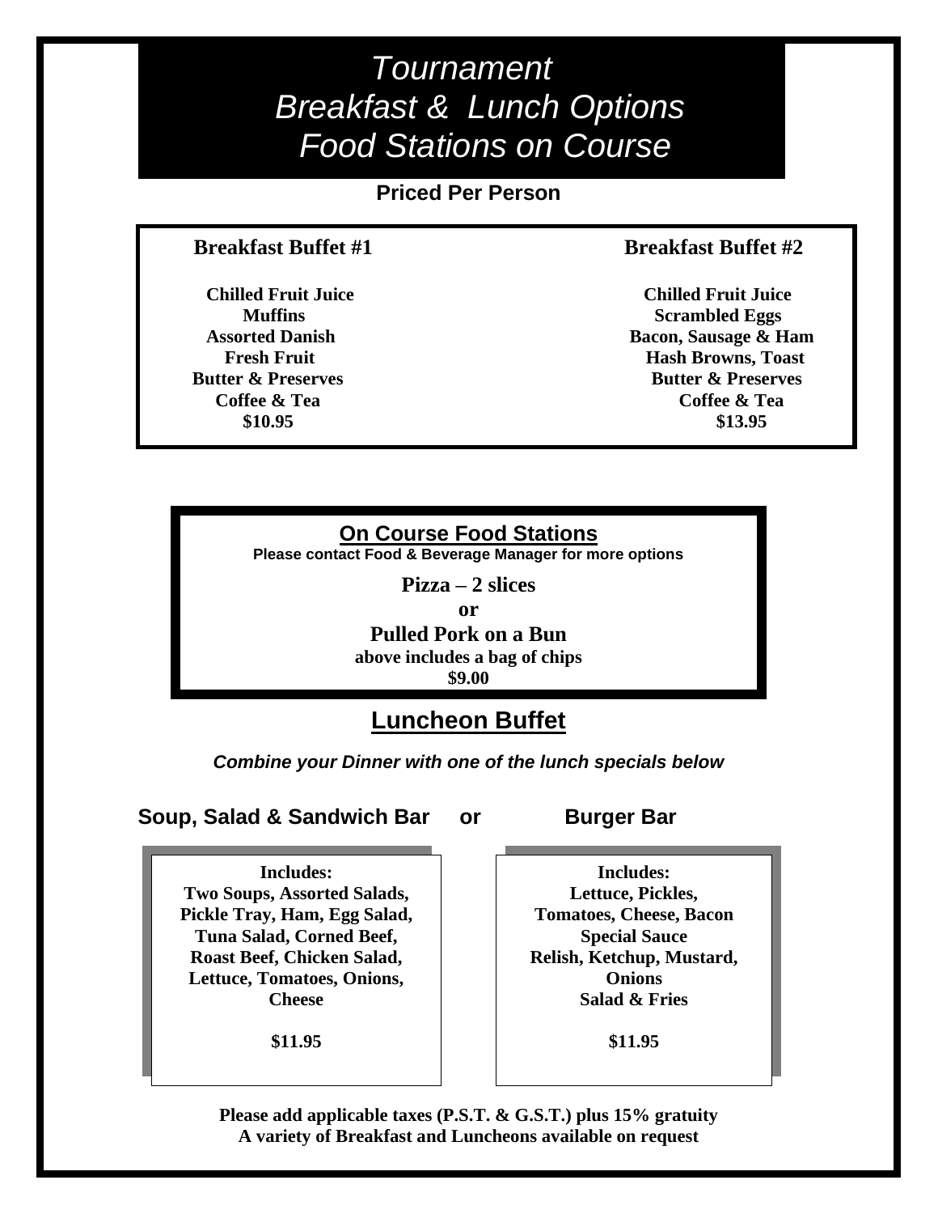# Tournament
# Breakfast & Lunch Options
# Food Stations on Course

**Priced Per Person**

### Breakfast Buffet #1

**Chilled Fruit Juice**
**Muffins**
**Assorted Danish**
**Fresh Fruit**
**Butter & Preserves**
**Coffee & Tea**
**$10.95**

### Breakfast Buffet #2

**Chilled Fruit Juice**
**Scrambled Eggs**
**Bacon, Sausage & Ham**
**Hash Browns, Toast**
**Butter & Preserves**
**Coffee & Tea**
**$13.95**

## On Course Food Stations

**Please contact Food & Beverage Manager for more options**

**Pizza – 2 slices**
**or**
**Pulled Pork on a Bun**
**above includes a bag of chips**
**$9.00**

## Luncheon Buffet

***Combine your Dinner with one of the lunch specials below***

### Soup, Salad & Sandwich Bar or Burger Bar

**Soup, Salad & Sandwich Bar**

**Includes:**
**Two Soups, Assorted Salads, Pickle Tray, Ham, Egg Salad, Tuna Salad, Corned Beef, Roast Beef, Chicken Salad, Lettuce, Tomatoes, Onions, Cheese**

**$11.95**

**Burger Bar**

**Includes:**
**Lettuce, Pickles, Tomatoes, Cheese, Bacon Special Sauce Relish, Ketchup, Mustard, Onions Salad & Fries**

**$11.95**

**Please add applicable taxes (P.S.T. & G.S.T.) plus 15% gratuity**
**A variety of Breakfast and Luncheons available on request**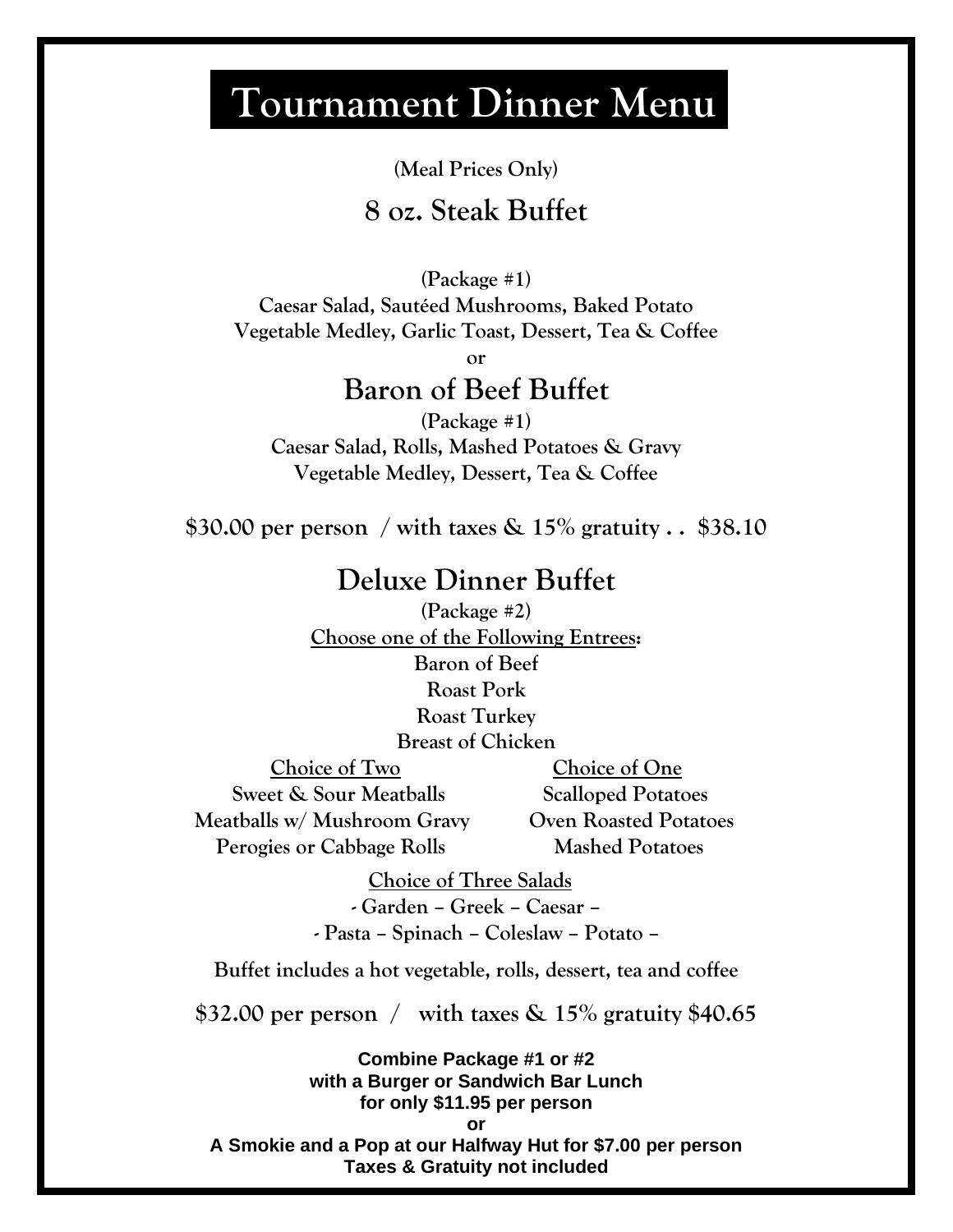# Tournament Dinner Menu

**(Meal Prices Only)**

## 8 oz. Steak Buffet

**(Package #1)**
**Caesar Salad, Sautéed Mushrooms, Baked Potato**
**Vegetable Medley, Garlic Toast, Dessert, Tea & Coffee**

**or**

## Baron of Beef Buffet

**(Package #1)**
**Caesar Salad, Rolls, Mashed Potatoes & Gravy**
**Vegetable Medley, Dessert, Tea & Coffee**

**$30.00 per person / with taxes & 15% gratuity . . $38.10**

## Deluxe Dinner Buffet

**(Package #2)**

**Choose one of the Following Entrees:**
- Baron of Beef
- Roast Pork
- Roast Turkey
- Breast of Chicken

**Choice of Two**
- Sweet & Sour Meatballs
- Meatballs w/ Mushroom Gravy
- Perogies or Cabbage Rolls

**Choice of One**
- Scalloped Potatoes
- Oven Roasted Potatoes
- Mashed Potatoes

**Choice of Three Salads**

**- Garden – Greek – Caesar –**
**- Pasta – Spinach – Coleslaw – Potato –**

**Buffet includes a hot vegetable, rolls, dessert, tea and coffee**

**$32.00 per person / with taxes & 15% gratuity $40.65**

**Combine Package #1 or #2**
**with a Burger or Sandwich Bar Lunch**
**for only $11.95 per person**
**or**
**A Smokie and a Pop at our Halfway Hut for $7.00 per person**
**Taxes & Gratuity not included**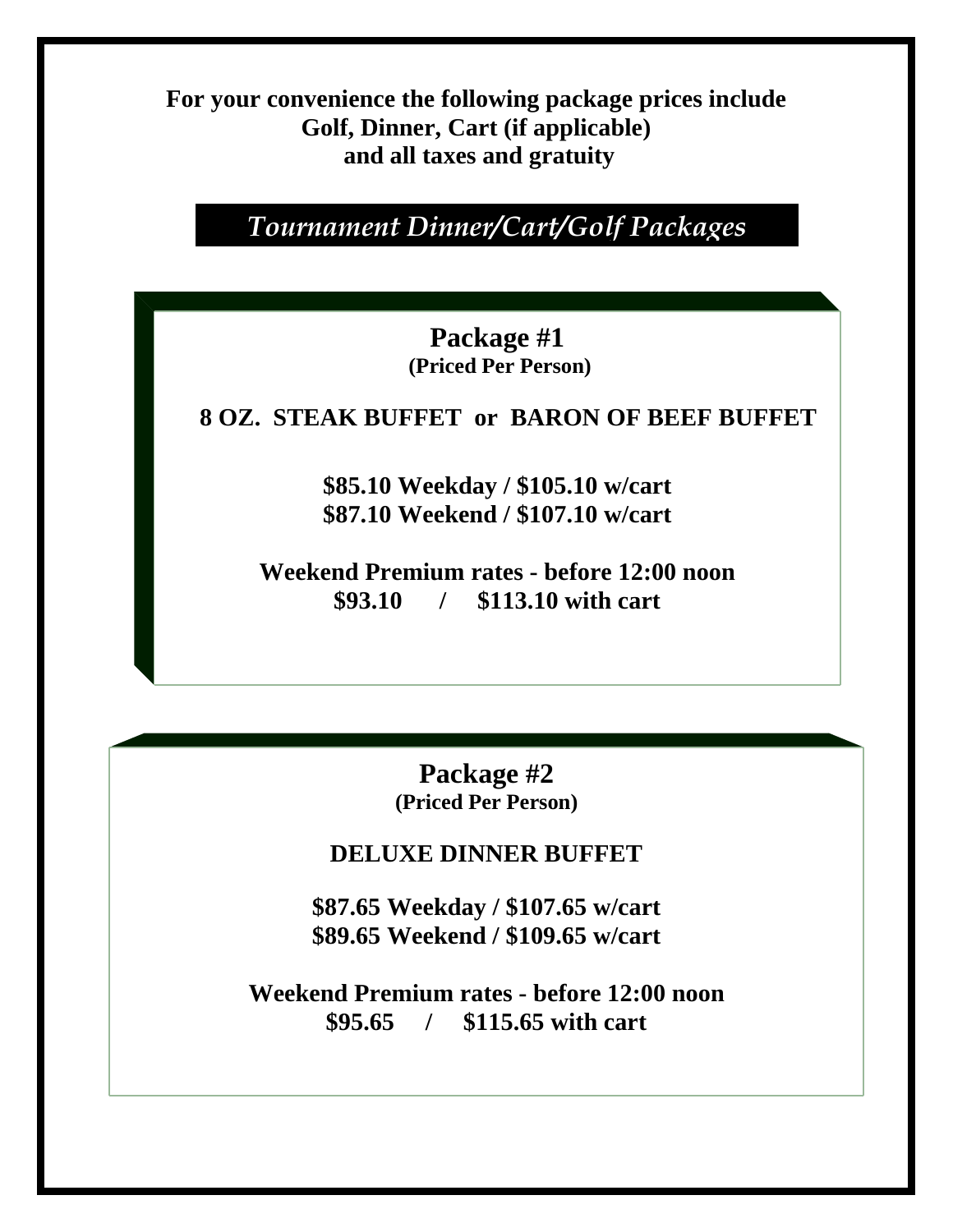**For your convenience the following package prices include**
**Golf, Dinner, Cart (if applicable)**
**and all taxes and gratuity**

# *Tournament Dinner/Cart/Golf Packages*

## Package #1

**(Priced Per Person)**

**8 OZ. STEAK BUFFET or BARON OF BEEF BUFFET**

**$85.10 Weekday / $105.10 w/cart**
**$87.10 Weekend / $107.10 w/cart**

**Weekend Premium rates - before 12:00 noon**
**$93.10 / $113.10 with cart**

## Package #2

**(Priced Per Person)**

**DELUXE DINNER BUFFET**

**$87.65 Weekday / $107.65 w/cart**
**$89.65 Weekend / $109.65 w/cart**

**Weekend Premium rates - before 12:00 noon**
**$95.65 / $115.65 with cart**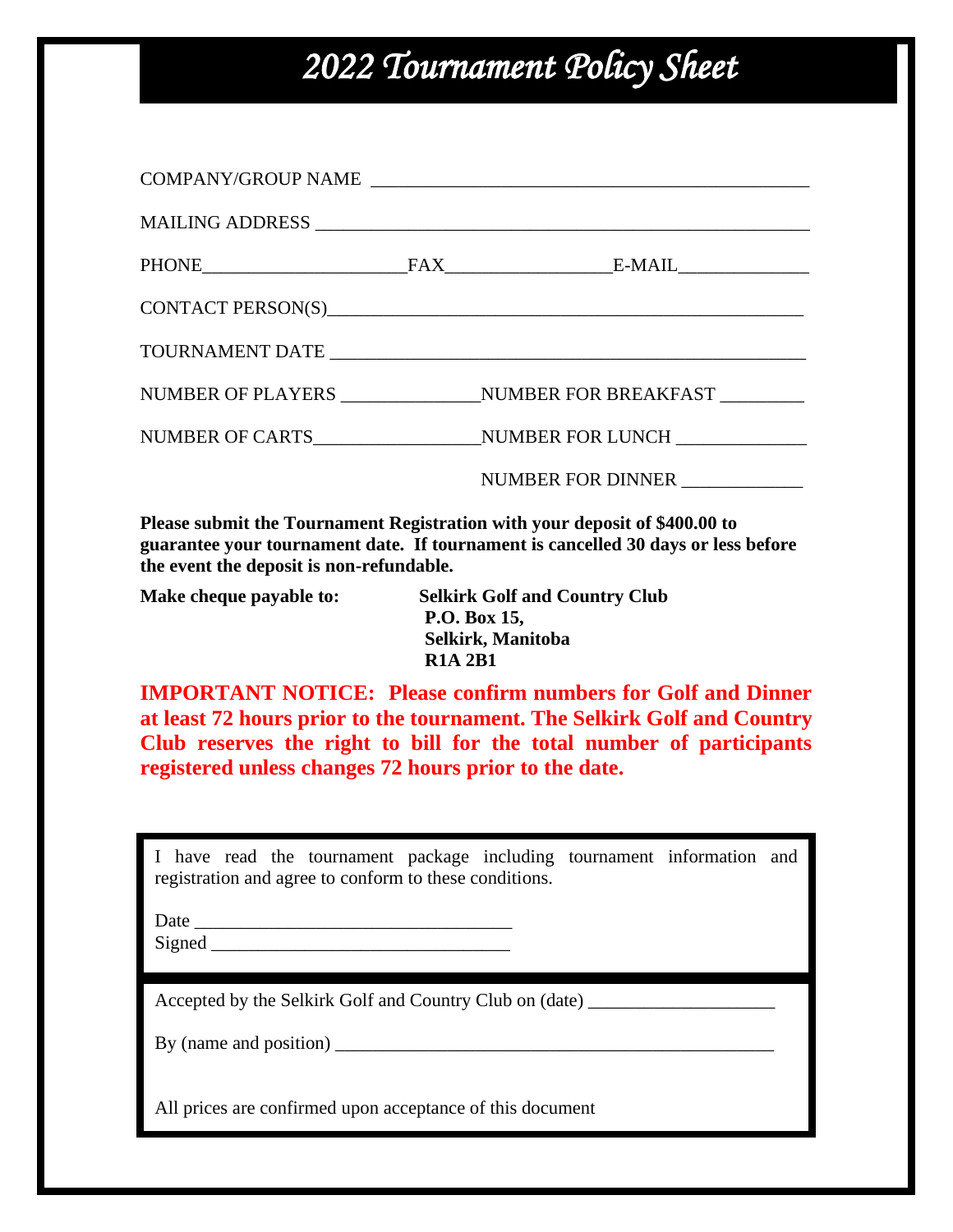# *2022 Tournament Policy Sheet*

COMPANY/GROUP NAME ______________________________________________

MAILING ADDRESS ______________________________________________________

PHONE_____________________FAX________________E-MAIL_____________

CONTACT PERSON(S)_______________________________________________

TOURNAMENT DATE _______________________________________________

NUMBER OF PLAYERS ______________NUMBER FOR BREAKFAST _________

NUMBER OF CARTS_________________NUMBER FOR LUNCH _____________

NUMBER FOR DINNER ____________

**Please submit the Tournament Registration with your deposit of $400.00 to guarantee your tournament date. If tournament is cancelled 30 days or less before the event the deposit is non-refundable.**

**Make cheque payable to:** **Selkirk Golf and Country Club**
**P.O. Box 15,**
**Selkirk, Manitoba**
**R1A 2B1**

**IMPORTANT NOTICE: Please confirm numbers for Golf and Dinner at least 72 hours prior to the tournament. The Selkirk Golf and Country Club reserves the right to bill for the total number of participants registered unless changes 72 hours prior to the date.**

I have read the tournament package including tournament information and registration and agree to conform to these conditions.

Date _________________________________
Signed _______________________________

Accepted by the Selkirk Golf and Country Club on (date) ___________________

By (name and position) ______________________________________________

All prices are confirmed upon acceptance of this document